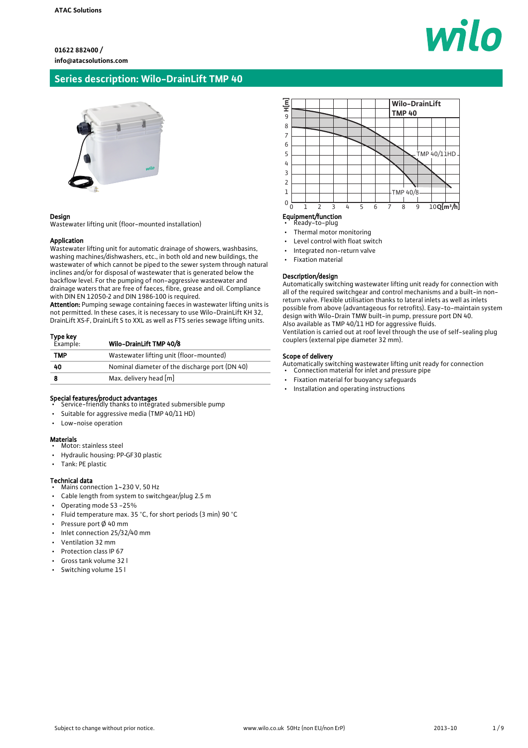ATAC Solutions

01622 882400 /
info@atacsolutions.com

# Series description: Wilo-DrainLift TMP 40

### Design
Wastewater lifting unit (floor-mounted installation)

### Application
Wastewater lifting unit for automatic drainage of showers, washbasins, washing machines/dishwashers, etc., in both old and new buildings, the wastewater of which cannot be piped to the sewer system through natural inclines and/or for disposal of wastewater that is generated below the backflow level. For the pumping of non-aggressive wastewater and drainage waters that are free of faeces, fibre, grease and oil. Compliance with DIN EN 12050-2 and DIN 1986-100 is required.
**Attention:** Pumping sewage containing faeces in wastewater lifting units is not permitted. In these cases, it is necessary to use Wilo-DrainLift KH 32, DrainLift XS-F, DrainLift S to XXL as well as FTS series sewage lifting units.

### Type key

| Example: | Wilo-DrainLift TMP 40/8 |
|---|---|
| TMP | Wastewater lifting unit (floor-mounted) |
| 40 | Nominal diameter of the discharge port (DN 40) |
| 8 | Max. delivery head [m] |

### Special features/product advantages
- Service-friendly thanks to integrated submersible pump
- Suitable for aggressive media (TMP 40/11 HD)
- Low-noise operation

### Materials
- Motor: stainless steel
- Hydraulic housing: PP-GF30 plastic
- Tank: PE plastic

### Technical data
- Mains connection 1~230 V, 50 Hz
- Cable length from system to switchgear/plug 2.5 m
- Operating mode S3 -25%
- Fluid temperature max. 35 °C, for short periods (3 min) 90 °C
- Pressure port Ø 40 mm
- Inlet connection 25/32/40 mm
- Ventilation 32 mm
- Protection class IP 67
- Gross tank volume 32 l
- Switching volume 15 l

Wilo-DrainLift TMP 40 (H[m] vs. Q[m³/h]; curves: TMP 40/11HD, TMP 40/8)

### Equipment/function
- Ready-to-plug
- Thermal motor monitoring
- Level control with float switch
- Integrated non-return valve
- Fixation material

### Description/design
Automatically switching wastewater lifting unit ready for connection with all of the required switchgear and control mechanisms and a built-in non-return valve. Flexible utilisation thanks to lateral inlets as well as inlets possible from above (advantageous for retrofits). Easy-to-maintain system design with Wilo-Drain TMW built-in pump, pressure port DN 40.
Also available as TMP 40/11 HD for aggressive fluids.
Ventilation is carried out at roof level through the use of self-sealing plug couplers (external pipe diameter 32 mm).

### Scope of delivery
Automatically switching wastewater lifting unit ready for connection
- Connection material for inlet and pressure pipe
- Fixation material for buoyancy safeguards
- Installation and operating instructions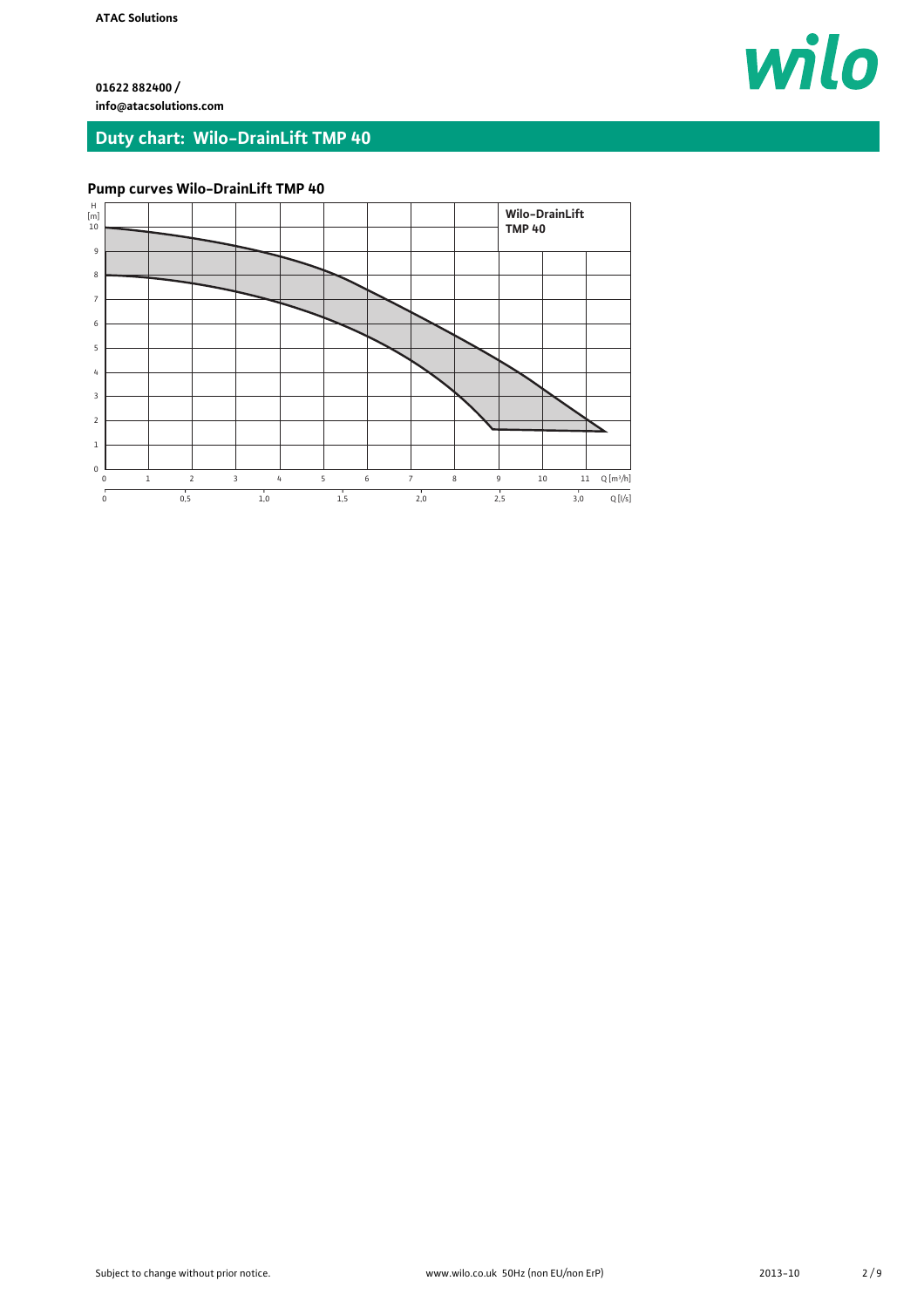ATAC Solutions

**01622 882400 /**
**info@atacsolutions.com**

## Duty chart: Wilo-DrainLift TMP 40

### Pump curves Wilo-DrainLift TMP 40

Wilo-DrainLift TMP 40

H [m]: 0, 1, 2, 3, 4, 5, 6, 7, 8, 9, 10

Q [m³/h]: 0, 1, 2, 3, 4, 5, 6, 7, 8, 9, 10, 11

Q [l/s]: 0, 0,5, 1,0, 1,5, 2,0, 2,5, 3,0

Subject to change without prior notice.

www.wilo.co.uk 50Hz (non EU/non ErP)

2013-10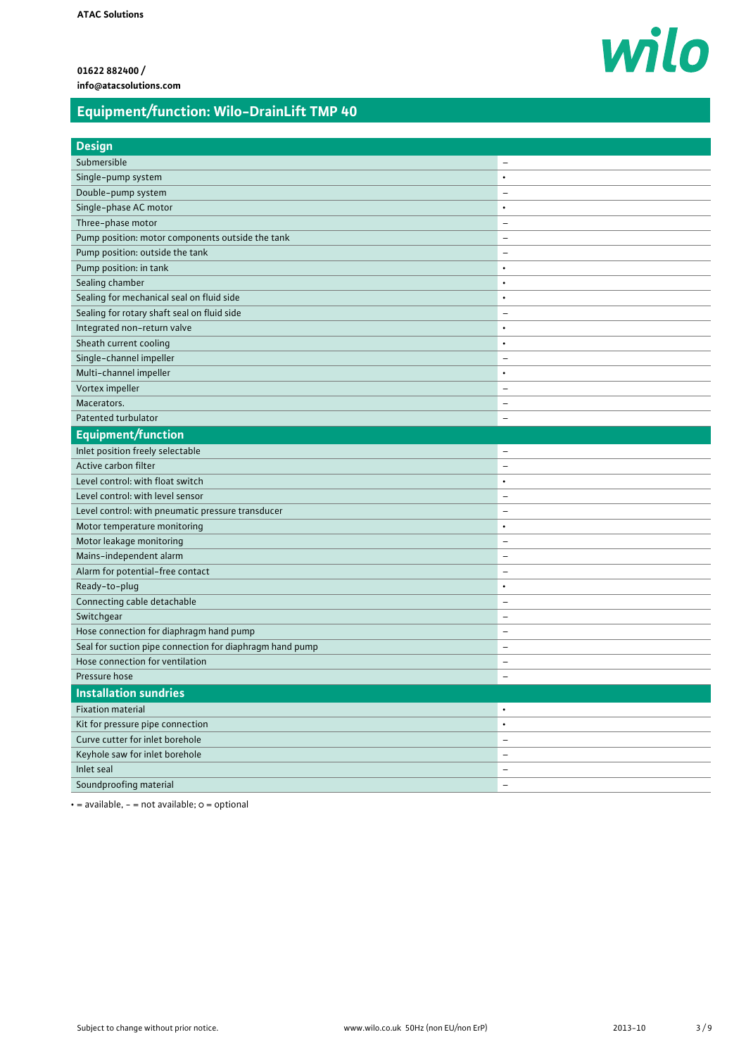ATAC Solutions

01622 882400 /
info@atacsolutions.com

# Equipment/function: Wilo-DrainLift TMP 40

| Design | |
|---|---|
| Submersible | – |
| Single-pump system | • |
| Double-pump system | – |
| Single-phase AC motor | • |
| Three-phase motor | – |
| Pump position: motor components outside the tank | – |
| Pump position: outside the tank | – |
| Pump position: in tank | • |
| Sealing chamber | • |
| Sealing for mechanical seal on fluid side | • |
| Sealing for rotary shaft seal on fluid side | – |
| Integrated non-return valve | • |
| Sheath current cooling | • |
| Single-channel impeller | – |
| Multi-channel impeller | • |
| Vortex impeller | – |
| Macerators. | – |
| Patented turbulator | – |
| **Equipment/function** | |
| Inlet position freely selectable | – |
| Active carbon filter | – |
| Level control: with float switch | • |
| Level control: with level sensor | – |
| Level control: with pneumatic pressure transducer | – |
| Motor temperature monitoring | • |
| Motor leakage monitoring | – |
| Mains-independent alarm | – |
| Alarm for potential-free contact | – |
| Ready-to-plug | • |
| Connecting cable detachable | – |
| Switchgear | – |
| Hose connection for diaphragm hand pump | – |
| Seal for suction pipe connection for diaphragm hand pump | – |
| Hose connection for ventilation | – |
| Pressure hose | – |
| **Installation sundries** | |
| Fixation material | • |
| Kit for pressure pipe connection | • |
| Curve cutter for inlet borehole | – |
| Keyhole saw for inlet borehole | – |
| Inlet seal | – |
| Soundproofing material | – |

• = available, – = not available; o = optional

Subject to change without prior notice. www.wilo.co.uk 50Hz (non EU/non ErP) 2013-10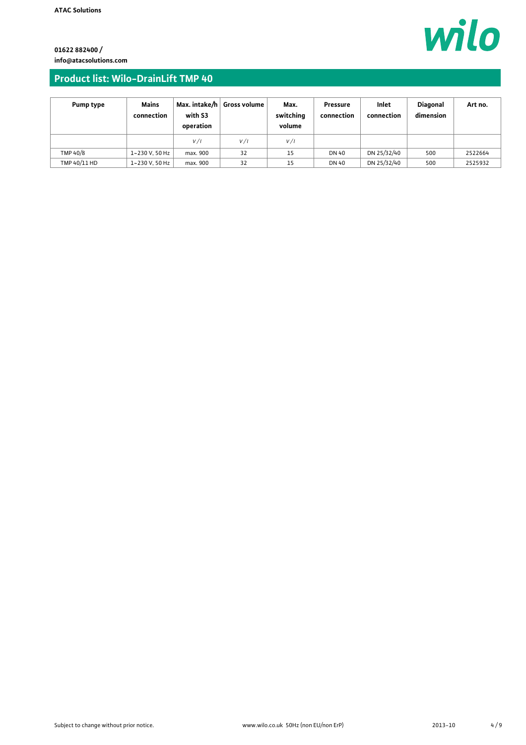**ATAC Solutions**

**01622 882400 /**
**info@atacsolutions.com**

## Product list: Wilo-DrainLift TMP 40

| Pump type | Mains connection | Max. intake/h with S3 operation | Gross volume | Max. switching volume | Pressure connection | Inlet connection | Diagonal dimension | Art no. |
|---|---|---|---|---|---|---|---|---|
| | | *V / l* | *V / l* | *V / l* | | | | |
| TMP 40/8 | 1~230 V, 50 Hz | max. 900 | 32 | 15 | DN 40 | DN 25/32/40 | 500 | 2522664 |
| TMP 40/11 HD | 1~230 V, 50 Hz | max. 900 | 32 | 15 | DN 40 | DN 25/32/40 | 500 | 2525932 |

Subject to change without prior notice. www.wilo.co.uk 50Hz (non EU/non ErP) 2013-10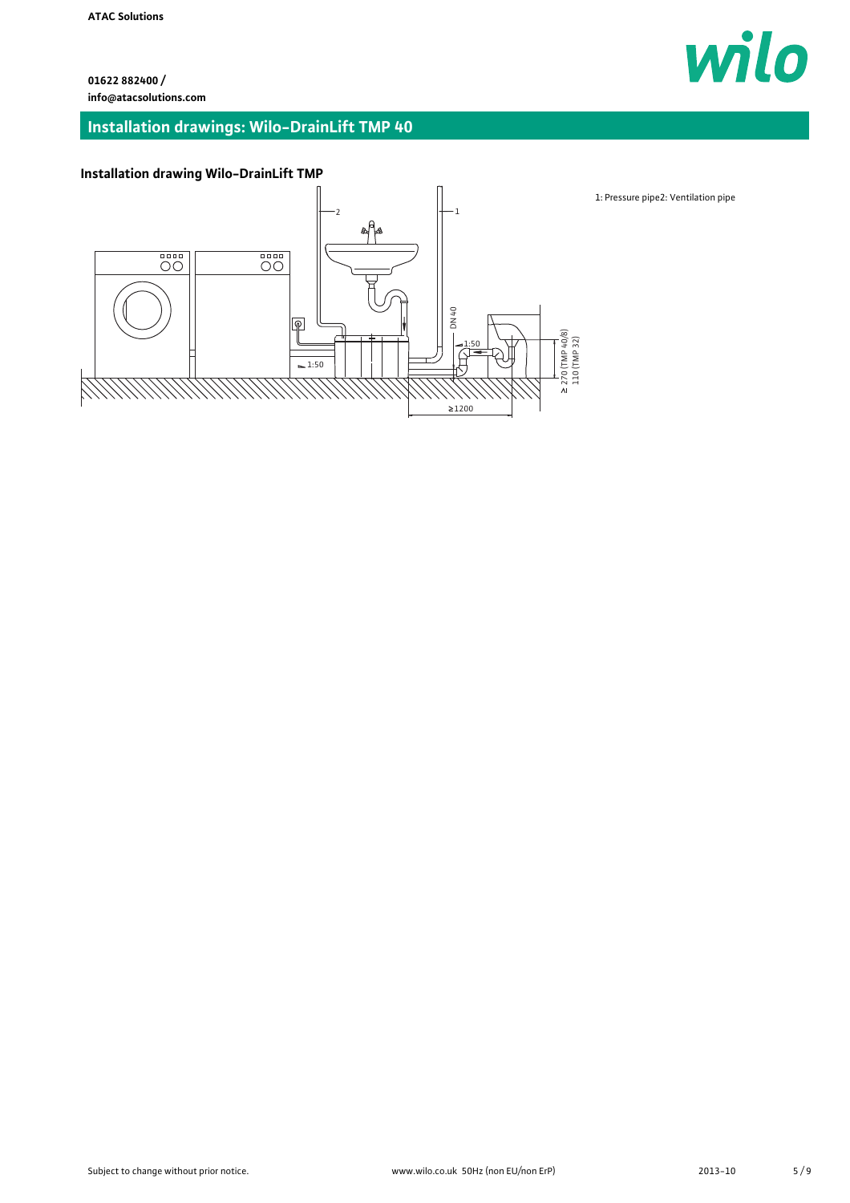ATAC Solutions

01622 882400 /
info@atacsolutions.com

## Installation drawings: Wilo-DrainLift TMP 40

### Installation drawing Wilo-DrainLift TMP

1: Pressure pipe2: Ventilation pipe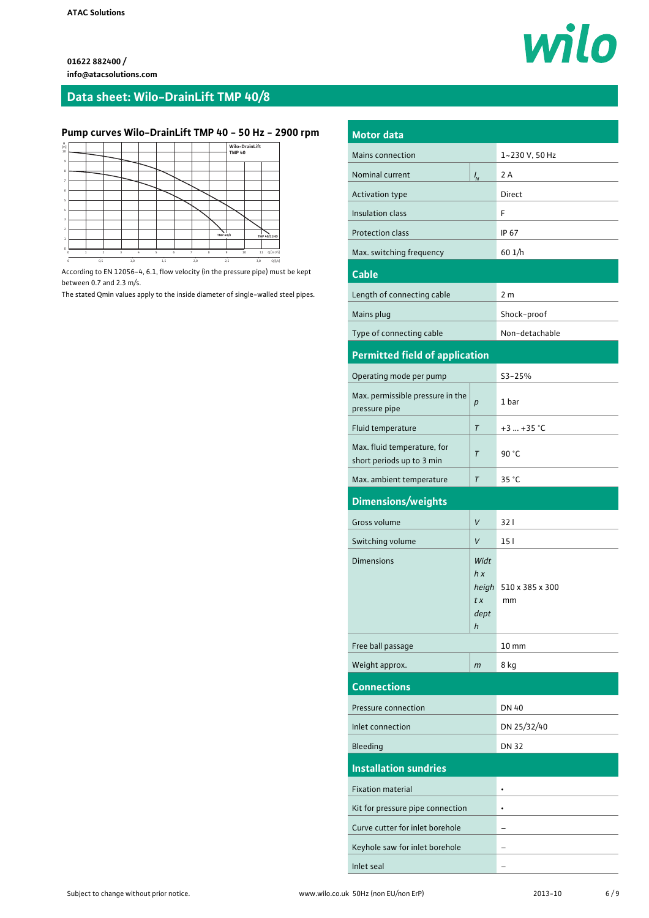ATAC Solutions

01622 882400 /
info@atacsolutions.com

## Data sheet: Wilo-DrainLift TMP 40/8

### Pump curves Wilo-DrainLift TMP 40 - 50 Hz - 2900 rpm

According to EN 12056-4, 6.1, flow velocity (in the pressure pipe) must be kept between 0.7 and 2.3 m/s.

The stated Qmin values apply to the inside diameter of single-walled steel pipes.

### Motor data

| | | |
|---|---|---|
| Mains connection | | 1~230 V, 50 Hz |
| Nominal current | $I_N$ | 2 A |
| Activation type | | Direct |
| Insulation class | | F |
| Protection class | | IP 67 |
| Max. switching frequency | | 60 1/h |

### Cable

| | | |
|---|---|---|
| Length of connecting cable | | 2 m |
| Mains plug | | Shock-proof |
| Type of connecting cable | | Non-detachable |

### Permitted field of application

| | | |
|---|---|---|
| Operating mode per pump | | S3-25% |
| Max. permissible pressure in the pressure pipe | $p$ | 1 bar |
| Fluid temperature | $T$ | +3 ... +35 °C |
| Max. fluid temperature, for short periods up to 3 min | $T$ | 90 °C |
| Max. ambient temperature | $T$ | 35 °C |

### Dimensions/weights

| | | |
|---|---|---|
| Gross volume | $V$ | 32 l |
| Switching volume | $V$ | 15 l |
| Dimensions | *Width x height x depth* | 510 x 385 x 300 mm |
| Free ball passage | | 10 mm |
| Weight approx. | $m$ | 8 kg |

### Connections

| | |
|---|---|
| Pressure connection | DN 40 |
| Inlet connection | DN 25/32/40 |
| Bleeding | DN 32 |

### Installation sundries

| | |
|---|---|
| Fixation material | • |
| Kit for pressure pipe connection | • |
| Curve cutter for inlet borehole | – |
| Keyhole saw for inlet borehole | – |
| Inlet seal | – |

Subject to change without notice. www.wilo.co.uk 50Hz (non EU/non ErP) 2013-10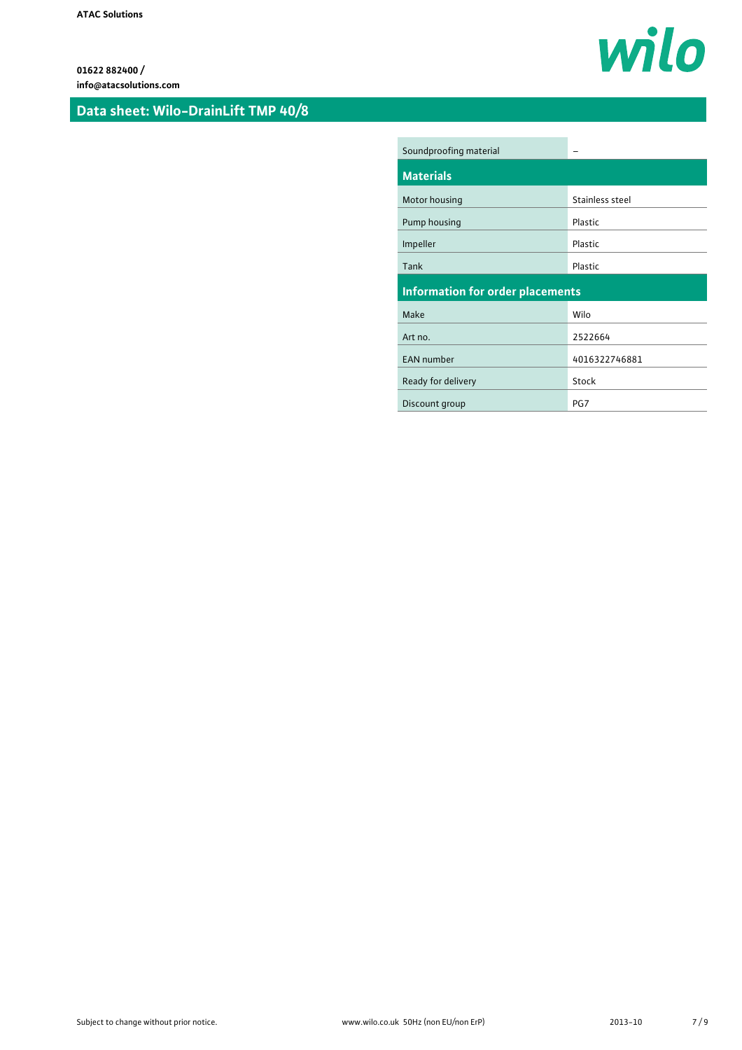ATAC Solutions

01622 882400 /
info@atacsolutions.com

## Data sheet: Wilo-DrainLift TMP 40/8

| | |
|---|---|
| Soundproofing material | – |

### Materials

| | |
|---|---|
| Motor housing | Stainless steel |
| Pump housing | Plastic |
| Impeller | Plastic |
| Tank | Plastic |

### Information for order placements

| | |
|---|---|
| Make | Wilo |
| Art no. | 2522664 |
| EAN number | 4016322746881 |
| Ready for delivery | Stock |
| Discount group | PG7 |

Subject to change without prior notice. www.wilo.co.uk 50Hz (non EU/non ErP) 2013-10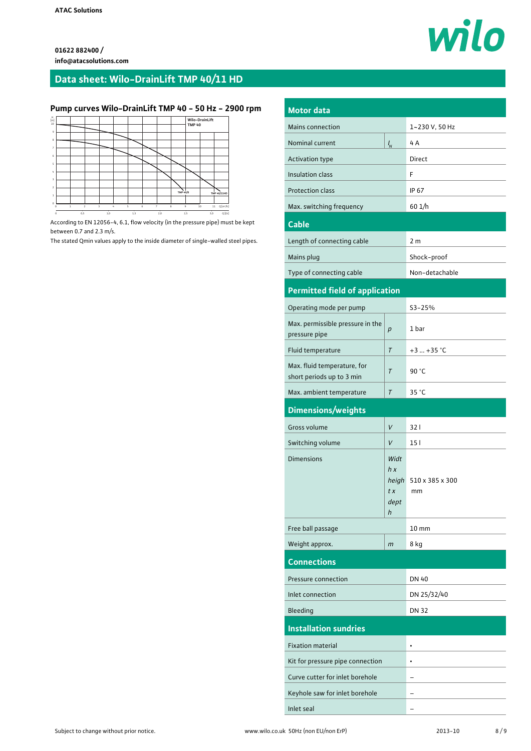ATAC Solutions

01622 882400 /
info@atacsolutions.com

# Data sheet: Wilo-DrainLift TMP 40/11 HD

## Pump curves Wilo-DrainLift TMP 40 - 50 Hz - 2900 rpm

According to EN 12056-4, 6.1, flow velocity (in the pressure pipe) must be kept between 0.7 and 2.3 m/s.

The stated Qmin values apply to the inside diameter of single-walled steel pipes.

## Motor data

| | | |
|---|---|---|
| Mains connection | | 1~230 V, 50 Hz |
| Nominal current | $I_N$ | 4 A |
| Activation type | | Direct |
| Insulation class | | F |
| Protection class | | IP 67 |
| Max. switching frequency | | 60 1/h |

## Cable

| | | |
|---|---|---|
| Length of connecting cable | | 2 m |
| Mains plug | | Shock-proof |
| Type of connecting cable | | Non-detachable |

## Permitted field of application

| | | |
|---|---|---|
| Operating mode per pump | | S3-25% |
| Max. permissible pressure in the pressure pipe | *p* | 1 bar |
| Fluid temperature | *T* | +3 ... +35 °C |
| Max. fluid temperature, for short periods up to 3 min | *T* | 90 °C |
| Max. ambient temperature | *T* | 35 °C |

## Dimensions/weights

| | | |
|---|---|---|
| Gross volume | *V* | 32 l |
| Switching volume | *V* | 15 l |
| Dimensions | *Width x height x depth* | 510 x 385 x 300 mm |
| Free ball passage | | 10 mm |
| Weight approx. | *m* | 8 kg |

## Connections

| | |
|---|---|
| Pressure connection | DN 40 |
| Inlet connection | DN 25/32/40 |
| Bleeding | DN 32 |

## Installation sundries

| | |
|---|---|
| Fixation material | • |
| Kit for pressure pipe connection | • |
| Curve cutter for inlet borehole | – |
| Keyhole saw for inlet borehole | – |
| Inlet seal | – |

Subject to change without prior notice. www.wilo.co.uk 50Hz (non EU/non ErP) 2013-10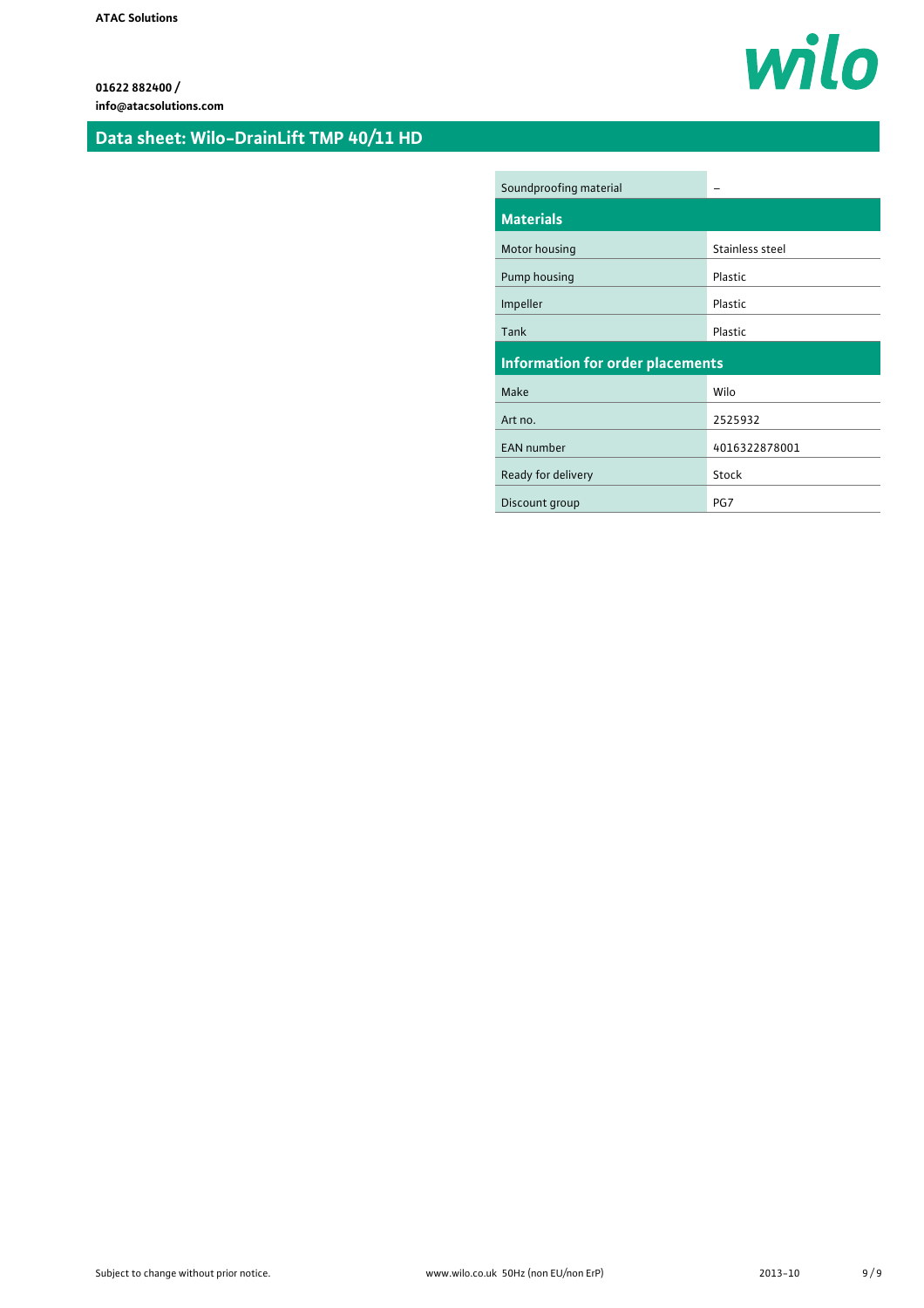ATAC Solutions

01622 882400 /
info@atacsolutions.com

# Data sheet: Wilo-DrainLift TMP 40/11 HD

| | |
|---|---|
| Soundproofing material | – |

## Materials

| | |
|---|---|
| Motor housing | Stainless steel |
| Pump housing | Plastic |
| Impeller | Plastic |
| Tank | Plastic |

## Information for order placements

| | |
|---|---|
| Make | Wilo |
| Art no. | 2525932 |
| EAN number | 4016322878001 |
| Ready for delivery | Stock |
| Discount group | PG7 |

Subject to change without prior notice. www.wilo.co.uk 50Hz (non EU/non ErP) 2013-10